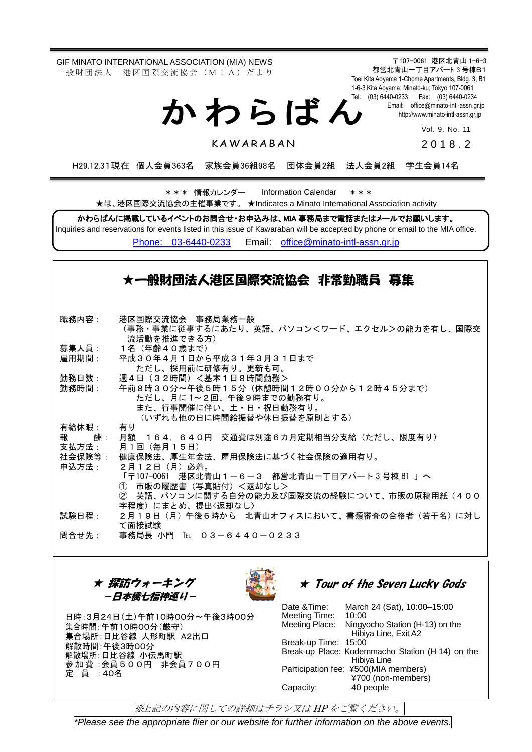GIF MINATO INTERNATIONAL ASSOCIATION (MIA) NEWS
一般財団法人　港区国際交流協会（ＭＩＡ）だより

〒107-0061 港区北青山 1-6-3
都営北青山一丁目アパート３号棟B1
Toei Kita Aoyama 1-Chome Apartments, Bldg. 3, B1
1-6-3 Kita Aoyama; Minato-ku; Tokyo 107-0061
Tel: (03) 6440-0233　Fax: (03) 6440-0234
Email: office@minato-intl-assn.gr.jp
http://www.minato-intl-assn.gr.jp

# かわらばん

KAWARABAN

Vol. 9, No. 11
２０１８.２

H29.12.31現在　個人会員363名　家族会員36組98名　団体会員2組　法人会員2組　学生会員14名

＊＊＊ 情報カレンダー　Information Calendar　＊＊＊

★は、港区国際交流協会の主催事業です。 ★Indicates a Minato International Association activity

**かわらばんに掲載しているイベントのお問合せ･お申込みは、MIA 事務局まで電話またはメールでお願いします。**
Inquiries and reservations for events listed in this issue of Kawaraban will be accepted by phone or email to the MIA office.
Phone: 03-6440-0233　Email: office@minato-intl-assn.gr.jp

## ★一般財団法人港区国際交流協会　非常勤職員　募集

職務内容：　港区国際交流協会　事務局業務一般
（事務・事業に従事するにあたり、英語、パソコン<ワード、エクセル>の能力を有し、国際交流活動を推進できる方）

募集人員：　１名（年齢４０歳まで）

雇用期間：　平成３０年４月１日から平成３１年３月３１日まで
ただし、採用前に研修有り。更新も可。

勤務日数：　週４日（３２時間）<基本１日８時間勤務>

勤務時間：　午前８時３０分～午後５時１５分（休憩時間１２時００分から１２時４５分まで）
ただし、月に１～２回、午後９時までの勤務有り。
また、行事開催に伴い、土・日・祝日勤務有り。
（いずれも他の日に時間給振替や休日振替を原則とする）

有給休暇：　有り

報　　酬：　月額　１６４，６４０円　交通費は別途６カ月定期相当分支給（ただし、限度有り）

支払方法：　月１回（毎月１５日）

社会保険等：　健康保険法、厚生年金法、雇用保険法に基づく社会保険の適用有り。

申込方法：　２月１２日（月）必着。
「〒107-0061　港区北青山１－６－３　都営北青山一丁目アパート３号棟 B1 」へ
① 市販の履歴書（写真貼付）<返却なし>
② 英語、パソコンに関する自分の能力及び国際交流の経験について、市販の原稿用紙（４００字程度）にまとめ、提出<返却なし>

試験日程：　２月１９日（月）午後６時から　北青山オフィスにおいて、書類審査の合格者（若干名）に対して面接試験

問合せ先：　事務局長 小門　℡　０３－６４４０－０２３３

## ★ 探訪ウォーキング　－日本橋七福神巡り－

日時：3月24日（土）午前10時00分～午後3時00分
集合時間：午前10時00分（厳守）
集合場所：日比谷線 人形町駅 A2出口
解散時間：午後3時00分
解散場所：日比谷線 小伝馬町駅
参加費：会員５００円　非会員７００円
定　員：40名

## ★ Tour of the Seven Lucky Gods

Date &Time: March 24 (Sat), 10:00–15:00
Meeting Time: 10:00
Meeting Place: Ningyocho Station (H-13) on the Hibiya Line, Exit A2
Break-up Time: 15:00
Break-up Place: Kodemmacho Station (H-14) on the Hibiya Line
Participation fee: ¥500(MIA members)
¥700 (non-members)
Capacity: 40 people

*※上記の内容に関しての詳細はチラシ又はHPをご覧ください。*
*Please see the appropriate flier or our website for further information on the above events.*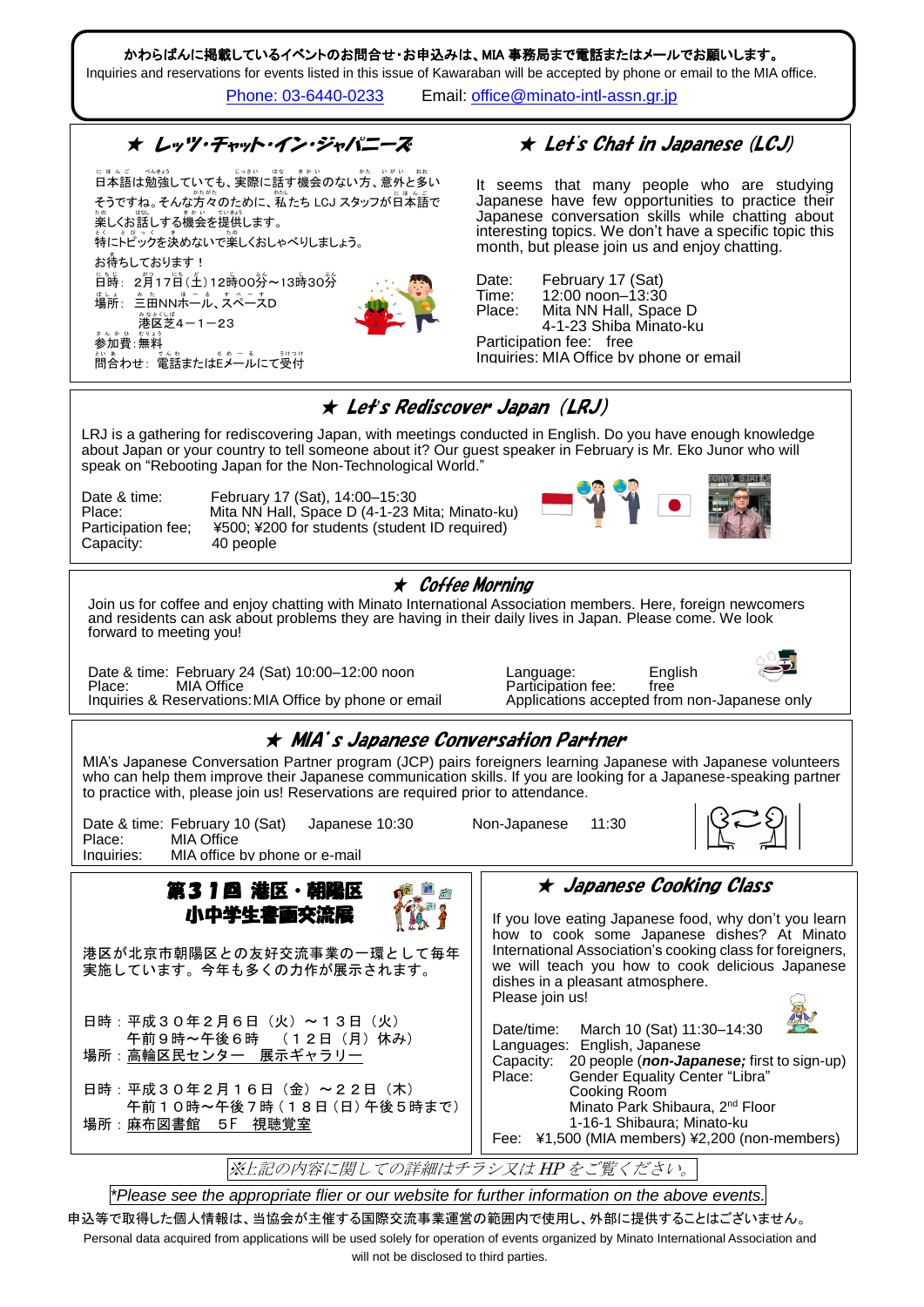かわらばんに掲載しているイベントのお問合せ・お申込みは、MIA 事務局まで電話またはメールでお願いします。

Inquiries and reservations for events listed in this issue of Kawaraban will be accepted by phone or email to the MIA office.

Phone: 03-6440-0233　　Email: office@minato-intl-assn.gr.jp

## ★ レッツ・チャット・イン・ジャパニーズ

日本語は勉強していても、実際に話す機会のない方、意外と多いそうですね。そんな方々のために、私たち LCJ スタッフが日本語で楽しくお話しする機会を提供します。
特にトピックを決めないで楽しくおしゃべりしましょう。
お待ちしております！

日時：2月17日（土）12時00分～13時30分
場所：三田NNホール、スペースD
　　　港区芝4－1－23
参加費：無料
問合わせ：電話またはEメールにて受付

## ★ Let's Chat in Japanese (LCJ)

It seems that many people who are studying Japanese have few opportunities to practice their Japanese conversation skills while chatting about interesting topics. We don't have a specific topic this month, but please join us and enjoy chatting.

Date: February 17 (Sat)
Time: 12:00 noon–13:30
Place: Mita NN Hall, Space D
4-1-23 Shiba Minato-ku
Participation fee: free
Inquiries: MIA Office by phone or email

## ★ Let's Rediscover Japan (LRJ)

LRJ is a gathering for rediscovering Japan, with meetings conducted in English. Do you have enough knowledge about Japan or your country to tell someone about it? Our guest speaker in February is Mr. Eko Junor who will speak on "Rebooting Japan for the Non-Technological World."

Date & time: February 17 (Sat), 14:00–15:30
Place: Mita NN Hall, Space D (4-1-23 Mita; Minato-ku)
Participation fee: ¥500; ¥200 for students (student ID required)
Capacity: 40 people

## ★ Coffee Morning

Join us for coffee and enjoy chatting with Minato International Association members. Here, foreign newcomers and residents can ask about problems they are having in their daily lives in Japan. Please come. We look forward to meeting you!

Date & time: February 24 (Sat) 10:00–12:00 noon
Place: MIA Office
Inquiries & Reservations: MIA Office by phone or email
Language: English
Participation fee: free
Applications accepted from non-Japanese only

## ★ MIA's Japanese Conversation Partner

MIA's Japanese Conversation Partner program (JCP) pairs foreigners learning Japanese with Japanese volunteers who can help them improve their Japanese communication skills. If you are looking for a Japanese-speaking partner to practice with, please join us! Reservations are required prior to attendance.

Date & time: February 10 (Sat)　Japanese 10:30　Non-Japanese 11:30
Place: MIA Office
Inquiries: MIA office by phone or e-mail

## 第３１回 港区・朝陽区 小中学生書画交流展

港区が北京市朝陽区との友好交流事業の一環として毎年実施しています。今年も多くの力作が展示されます。

日時：平成３０年２月６日（火）～１３日（火）
　　　午前９時～午後６時　（１２日（月）休み）
場所：高輪区民センター　展示ギャラリー

日時：平成３０年２月１６日（金）～２２日（木）
　　　午前１０時～午後７時（１８日（日）午後５時まで）
場所：麻布図書館　５F　視聴覚室

## ★ Japanese Cooking Class

If you love eating Japanese food, why don't you learn how to cook some Japanese dishes? At Minato International Association's cooking class for foreigners, we will teach you how to cook delicious Japanese dishes in a pleasant atmosphere.
Please join us!

Date/time: March 10 (Sat) 11:30–14:30
Languages: English, Japanese
Capacity: 20 people (***non-Japanese;*** first to sign-up)
Place: Gender Equality Center "Libra"
Cooking Room
Minato Park Shibaura, 2nd Floor
1-16-1 Shibaura; Minato-ku
Fee: ¥1,500 (MIA members) ¥2,200 (non-members)

*※上記の内容に関しての詳細はチラシ又は HP をご覧ください。*

**Please see the appropriate flier or our website for further information on the above events.*

申込等で取得した個人情報は、当協会が主催する国際交流事業運営の範囲内で使用し、外部に提供することはございません。

Personal data acquired from applications will be used solely for operation of events organized by Minato International Association and will not be disclosed to third parties.